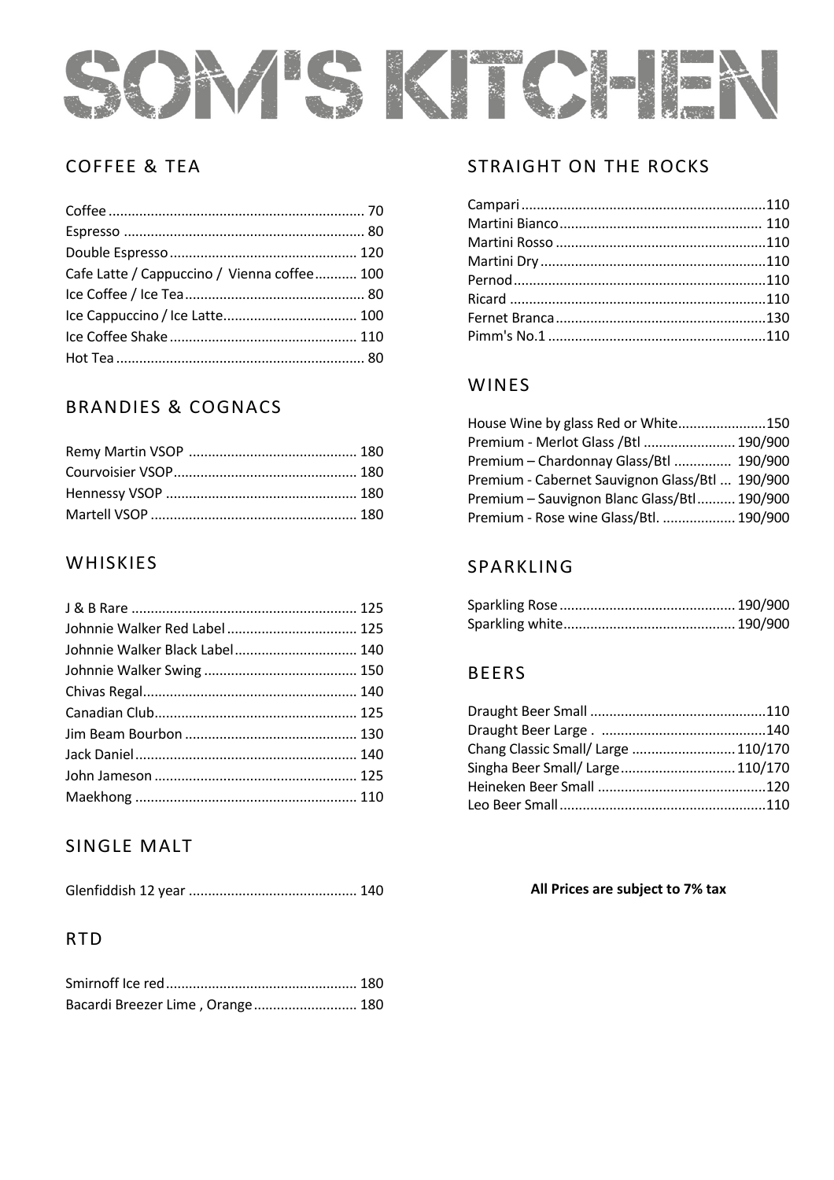# SOM'S KITCHEN

## COFFEE & TEA

| Item | Price |
|---|---|
| Coffee | 70 |
| Espresso | 80 |
| Double Espresso | 120 |
| Cafe Latte / Cappuccino / Vienna coffee | 100 |
| Ice Coffee / Ice Tea | 80 |
| Ice Cappuccino / Ice Latte | 100 |
| Ice Coffee Shake | 110 |
| Hot Tea | 80 |

## BRANDIES & COGNACS

| Item | Price |
|---|---|
| Remy Martin VSOP | 180 |
| Courvoisier VSOP | 180 |
| Hennessy VSOP | 180 |
| Martell VSOP | 180 |

## WHISKIES

| Item | Price |
|---|---|
| J & B Rare | 125 |
| Johnnie Walker Red Label | 125 |
| Johnnie Walker Black Label | 140 |
| Johnnie Walker Swing | 150 |
| Chivas Regal | 140 |
| Canadian Club | 125 |
| Jim Beam Bourbon | 130 |
| Jack Daniel | 140 |
| John Jameson | 125 |
| Maekhong | 110 |

## SINGLE MALT

| Item | Price |
|---|---|
| Glenfiddish 12 year | 140 |

## RTD

| Item | Price |
|---|---|
| Smirnoff Ice red | 180 |
| Bacardi Breezer Lime , Orange | 180 |

## STRAIGHT ON THE ROCKS

| Item | Price |
|---|---|
| Campari | 110 |
| Martini Bianco | 110 |
| Martini Rosso | 110 |
| Martini Dry | 110 |
| Pernod | 110 |
| Ricard | 110 |
| Fernet Branca | 130 |
| Pimm's No.1 | 110 |

## WINES

| Item | Price |
|---|---|
| House Wine by glass Red or White | 150 |
| Premium - Merlot Glass /Btl | 190/900 |
| Premium – Chardonnay Glass/Btl | 190/900 |
| Premium - Cabernet Sauvignon Glass/Btl | 190/900 |
| Premium – Sauvignon Blanc Glass/Btl | 190/900 |
| Premium - Rose wine Glass/Btl. | 190/900 |

## SPARKLING

| Item | Price |
|---|---|
| Sparkling Rose | 190/900 |
| Sparkling white | 190/900 |

## BEERS

| Item | Price |
|---|---|
| Draught Beer Small | 110 |
| Draught Beer Large . | 140 |
| Chang Classic Small/ Large | 110/170 |
| Singha Beer Small/ Large | 110/170 |
| Heineken Beer Small | 120 |
| Leo Beer Small | 110 |

**All Prices are subject to 7% tax**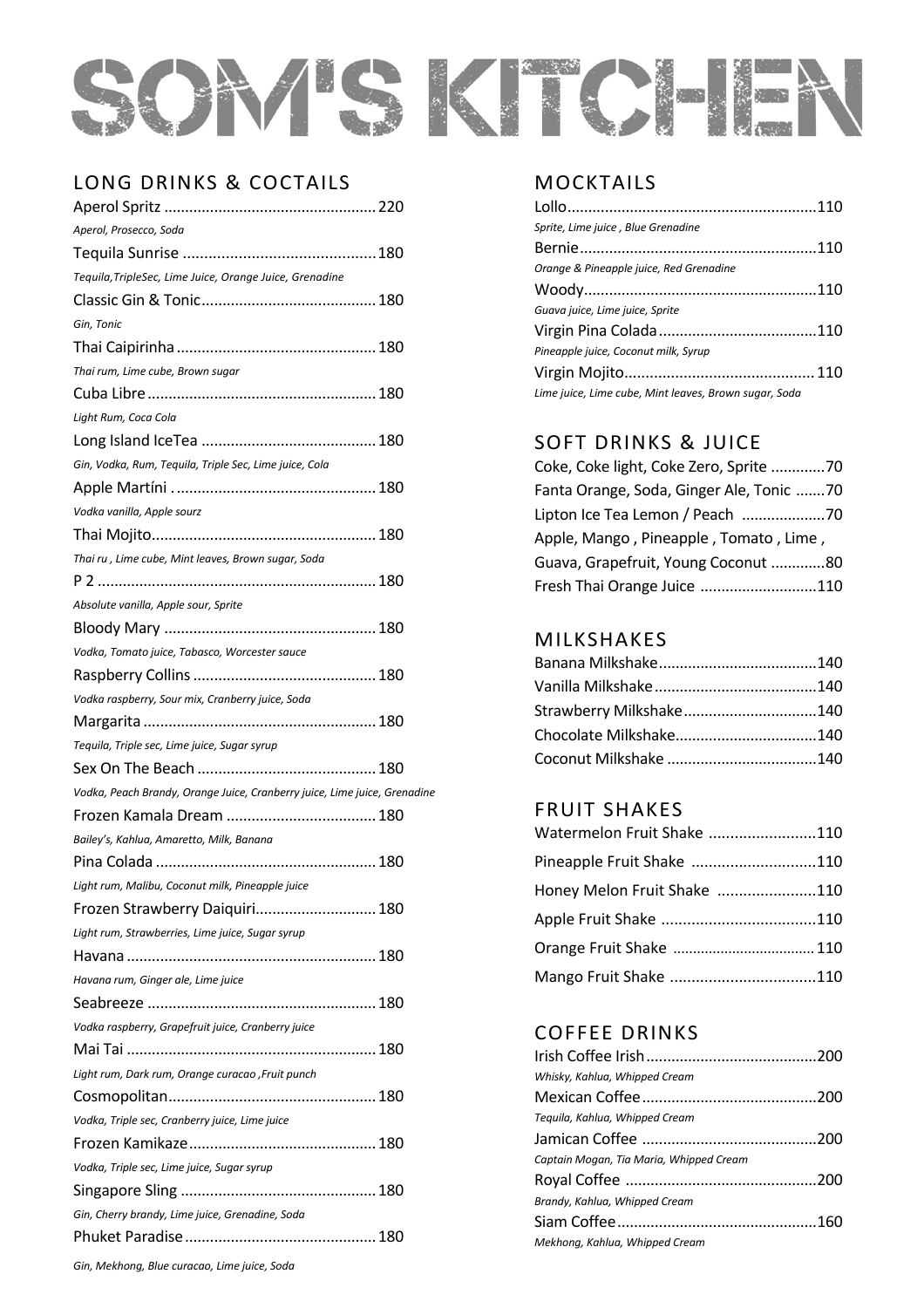# SOM'S KITCHEN

## LONG DRINKS & COCTAILS

Aperol Spritz .................................................. 220
*Aperol, Prosecco, Soda*

Tequila Sunrise ............................................. 180
*Tequila,TripleSec, Lime Juice, Orange Juice, Grenadine*

Classic Gin & Tonic.......................................... 180
*Gin, Tonic*

Thai Caipirinha ................................................ 180
*Thai rum, Lime cube, Brown sugar*

Cuba Libre ...................................................... 180
*Light Rum, Coca Cola*

Long Island IceTea .......................................... 180
*Gin, Vodka, Rum, Tequila, Triple Sec, Lime juice, Cola*

Apple Martíni . ................................................ 180
*Vodka vanilla, Apple sourz*

Thai Mojito...................................................... 180
*Thai ru , Lime cube, Mint leaves, Brown sugar, Soda*

P 2 .................................................................. 180
*Absolute vanilla, Apple sour, Sprite*

Bloody Mary .................................................. 180
*Vodka, Tomato juice, Tabasco, Worcester sauce*

Raspberry Collins ............................................ 180
*Vodka raspberry, Sour mix, Cranberry juice, Soda*

Margarita ........................................................ 180
*Tequila, Triple sec, Lime juice, Sugar syrup*

Sex On The Beach ........................................... 180
*Vodka, Peach Brandy, Orange Juice, Cranberry juice, Lime juice, Grenadine*

Frozen Kamala Dream .................................... 180
*Bailey's, Kahlua, Amaretto, Milk, Banana*

Pina Colada ..................................................... 180
*Light rum, Malibu, Coconut milk, Pineapple juice*

Frozen Strawberry Daiquiri............................. 180
*Light rum, Strawberries, Lime juice, Sugar syrup*

Havana ............................................................ 180
*Havana rum, Ginger ale, Lime juice*

Seabreeze ....................................................... 180
*Vodka raspberry, Grapefruit juice, Cranberry juice*

Mai Tai ............................................................ 180
*Light rum, Dark rum, Orange curacao ,Fruit punch*

Cosmopolitan.................................................. 180
*Vodka, Triple sec, Cranberry juice, Lime juice*

Frozen Kamikaze............................................. 180
*Vodka, Triple sec, Lime juice, Sugar syrup*

Singapore Sling ............................................... 180
*Gin, Cherry brandy, Lime juice, Grenadine, Soda*

Phuket Paradise .............................................. 180
*Gin, Mekhong, Blue curacao, Lime juice, Soda*

## MOCKTAILS

Lollo............................................................110
*Sprite, Lime juice , Blue Grenadine*

Bernie..........................................................110
*Orange & Pineapple juice, Red Grenadine*

Woody.........................................................110
*Guava juice, Lime juice, Sprite*

Virgin Pina Colada ......................................110
*Pineapple juice, Coconut milk, Syrup*

Virgin Mojito............................................. 110
*Lime juice, Lime cube, Mint leaves, Brown sugar, Soda*

## SOFT DRINKS & JUICE

Coke, Coke light, Coke Zero, Sprite .............70
Fanta Orange, Soda, Ginger Ale, Tonic .......70
Lipton Ice Tea Lemon / Peach ....................70
Apple, Mango , Pineapple , Tomato , Lime ,
Guava, Grapefruit, Young Coconut .............80
Fresh Thai Orange Juice ............................110

## MILKSHAKES

Banana Milkshake......................................140
Vanilla Milkshake.......................................140
Strawberry Milkshake................................140
Chocolate Milkshake..................................140
Coconut Milkshake ....................................140

## FRUIT SHAKES

Watermelon Fruit Shake .........................110
Pineapple Fruit Shake .............................110
Honey Melon Fruit Shake .......................110
Apple Fruit Shake ....................................110
Orange Fruit Shake ................................... 110
Mango Fruit Shake ..................................110

## COFFEE DRINKS

Irish Coffee Irish.........................................200
*Whisky, Kahlua, Whipped Cream*

Mexican Coffee..........................................200
*Tequila, Kahlua, Whipped Cream*

Jamican Coffee ..........................................200
*Captain Mogan, Tia Maria, Whipped Cream*

Royal Coffee .............................................200
*Brandy, Kahlua, Whipped Cream*

Siam Coffee...............................................160
*Mekhong, Kahlua, Whipped Cream*